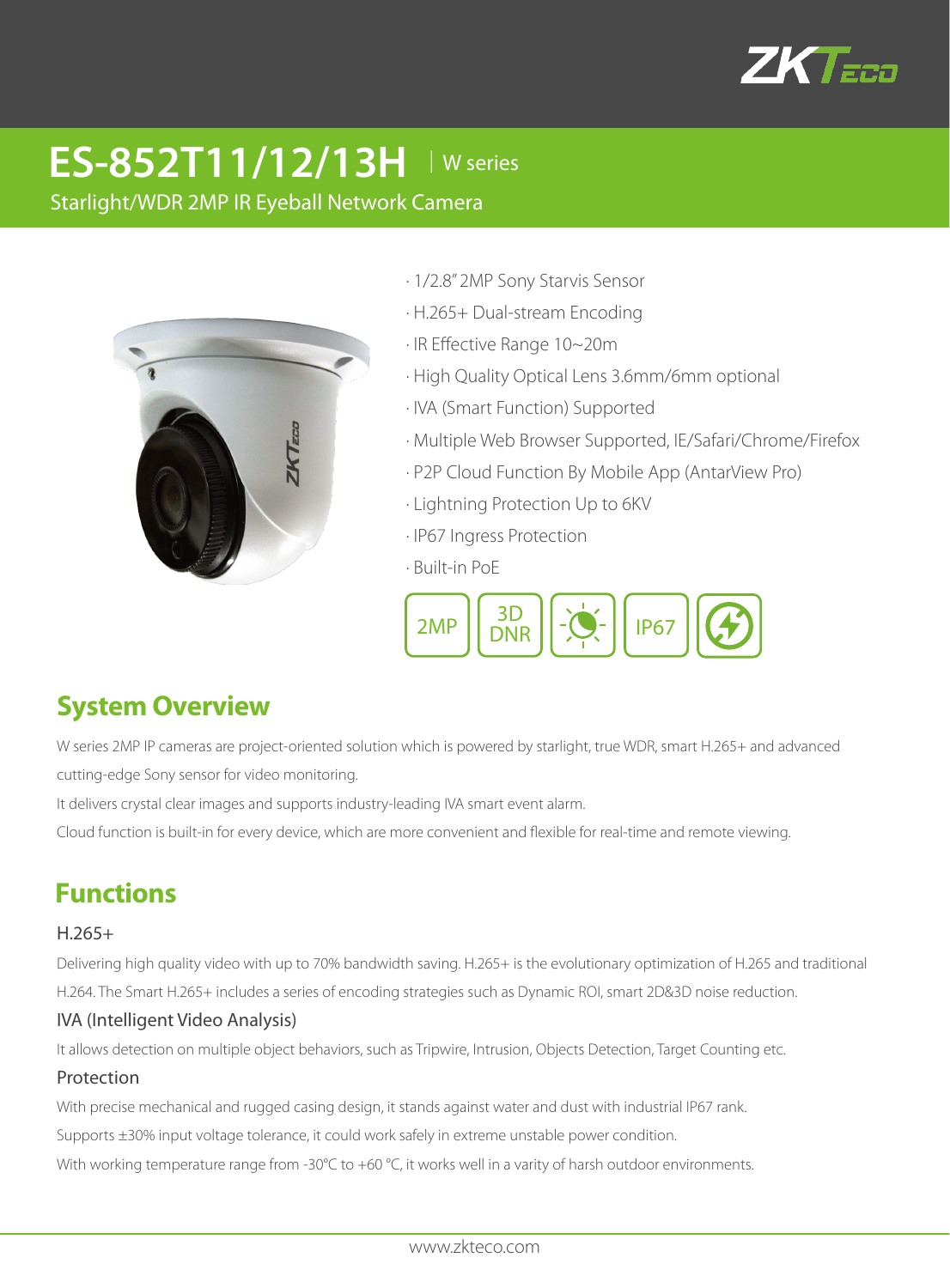ZKTeco

# ES-852T11/12/13H | W series

Starlight/WDR 2MP IR Eyeball Network Camera

- 1/2.8" 2MP Sony Starvis Sensor
- H.265+ Dual-stream Encoding
- IR Effective Range 10~20m
- High Quality Optical Lens 3.6mm/6mm optional
- IVA (Smart Function) Supported
- Multiple Web Browser Supported, IE/Safari/Chrome/Firefox
- P2P Cloud Function By Mobile App (AntarView Pro)
- Lightning Protection Up to 6KV
- IP67 Ingress Protection
- Built-in PoE

2MP | 3D DNR | IP67

## System Overview

W series 2MP IP cameras are project-oriented solution which is powered by starlight, true WDR, smart H.265+ and advanced cutting-edge Sony sensor for video monitoring.

It delivers crystal clear images and supports industry-leading IVA smart event alarm.

Cloud function is built-in for every device, which are more convenient and flexible for real-time and remote viewing.

## Functions

### H.265+

Delivering high quality video with up to 70% bandwidth saving. H.265+ is the evolutionary optimization of H.265 and traditional H.264. The Smart H.265+ includes a series of encoding strategies such as Dynamic ROI, smart 2D&3D noise reduction.

### IVA (Intelligent Video Analysis)

It allows detection on multiple object behaviors, such as Tripwire, Intrusion, Objects Detection, Target Counting etc.

### Protection

With precise mechanical and rugged casing design, it stands against water and dust with industrial IP67 rank.

Supports ±30% input voltage tolerance, it could work safely in extreme unstable power condition.

With working temperature range from -30°C to +60 °C, it works well in a varity of harsh outdoor environments.

www.zkteco.com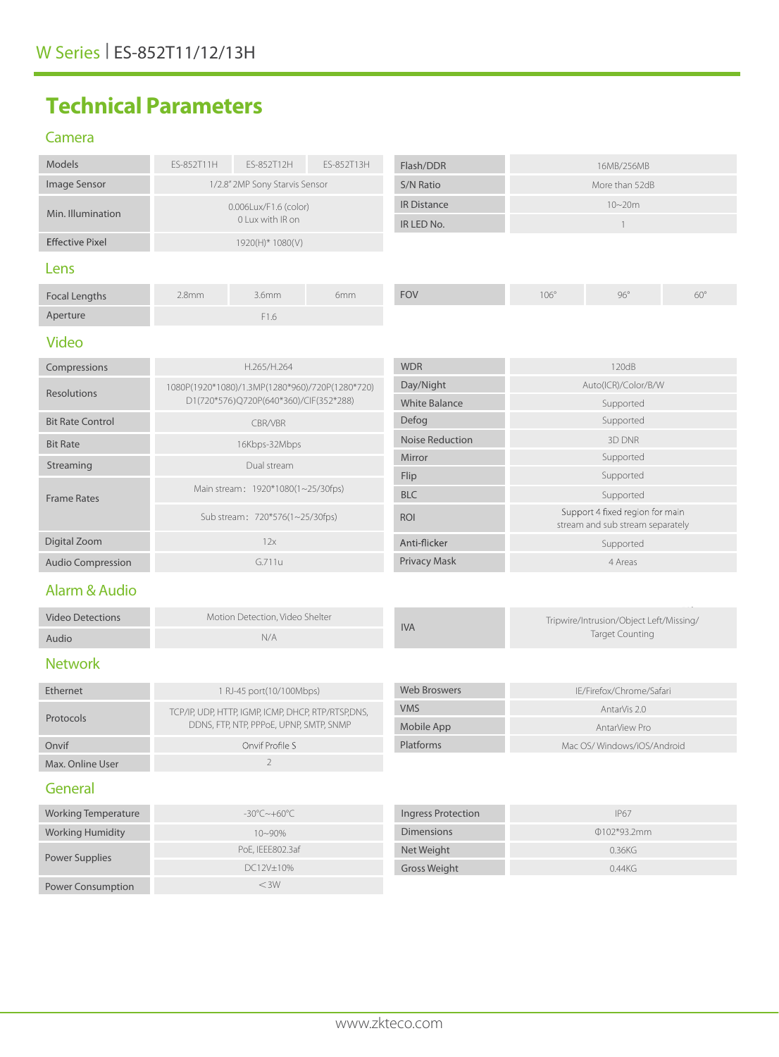# Technical Parameters

## Camera

| Models | ES-852T11H | ES-852T12H | ES-852T13H |
|---|---|---|---|
| Image Sensor | 1/2.8" 2MP Sony Starvis Sensor | | |
| Min. Illumination | 0.006Lux/F1.6 (color)<br>0 Lux with IR on | | |
| Effective Pixel | 1920(H)* 1080(V) | | |

| Flash/DDR | 16MB/256MB |
|---|---|
| S/N Ratio | More than 52dB |
| IR Distance | 10~20m |
| IR LED No. | 1 |

## Lens

| Focal Lengths | 2.8mm | 3.6mm | 6mm |
|---|---|---|---|
| Aperture | F1.6 | | |

| FOV | 106° | 96° | 60° |
|---|---|---|---|

## Video

| Compressions | H.265/H.264 |
|---|---|
| Resolutions | 1080P(1920*1080)/1.3MP(1280*960)/720P(1280*720)<br>D1(720*576)Q720P(640*360)/CIF(352*288) |
| Bit Rate Control | CBR/VBR |
| Bit Rate | 16Kbps-32Mbps |
| Streaming | Dual stream |
| Frame Rates | Main stream：1920*1080(1~25/30fps)<br>Sub stream：720*576(1~25/30fps) |
| Digital Zoom | 12x |
| Audio Compression | G.711u |

| WDR | 120dB |
|---|---|
| Day/Night | Auto(ICR)/Color/B/W |
| White Balance | Supported |
| Defog | Supported |
| Noise Reduction | 3D DNR |
| Mirror | Supported |
| Flip | Supported |
| BLC | Supported |
| ROI | Support 4 fixed region for main stream and sub stream separately |
| Anti-flicker | Supported |
| Privacy Mask | 4 Areas |

## Alarm & Audio

| Video Detections | Motion Detection, Video Shelter |
|---|---|
| Audio | N/A |

| IVA | Tripwire/Intrusion/Object Left/Missing/<br>Target Counting |
|---|---|

## Network

| Ethernet | 1 RJ-45 port(10/100Mbps) |
|---|---|
| Protocols | TCP/IP, UDP, HTTP, IGMP, ICMP, DHCP, RTP/RTSP,DNS, DDNS, FTP, NTP, PPPoE, UPNP, SMTP, SNMP |
| Onvif | Onvif Profile S |
| Max. Online User | 2 |

| Web Broswers | IE/Firefox/Chrome/Safari |
|---|---|
| VMS | AntarVis 2.0 |
| Mobile App | AntarView Pro |
| Platforms | Mac OS/ Windows/iOS/Android |

## General

| Working Temperature | -30℃~+60℃ |
|---|---|
| Working Humidity | 10~90% |
| Power Supplies | PoE, IEEE802.3af<br>DC12V±10% |
| Power Consumption | ＜3W |

| Ingress Protection | IP67 |
|---|---|
| Dimensions | Φ102*93.2mm |
| Net Weight | 0.36KG |
| Gross Weight | 0.44KG |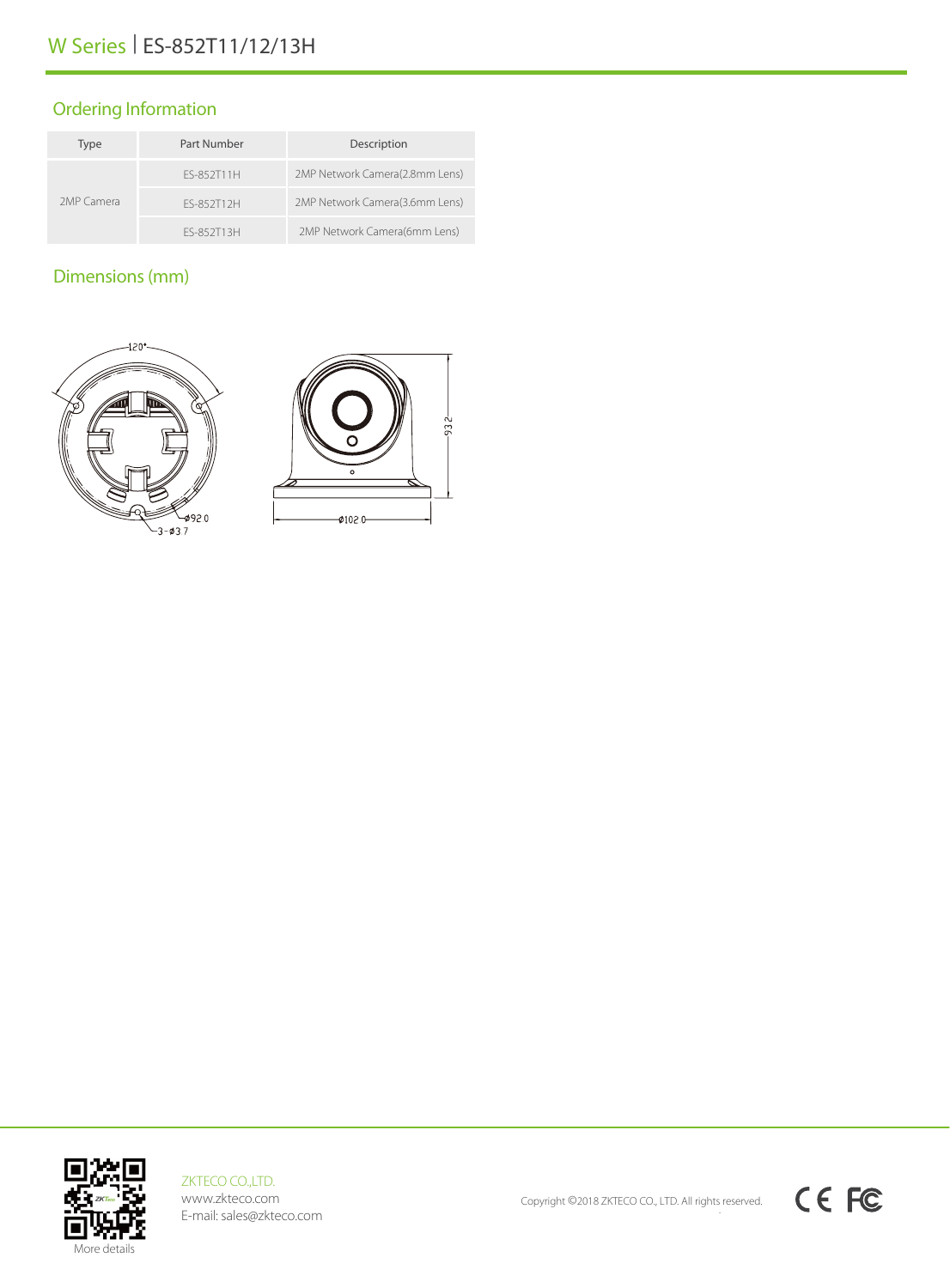## Ordering Information

| Type | Part Number | Description |
|---|---|---|
| 2MP Camera | ES-852T11H | 2MP Network Camera(2.8mm Lens) |
| | ES-852T12H | 2MP Network Camera(3.6mm Lens) |
| | ES-852T13H | 2MP Network Camera(6mm Lens) |

## Dimensions (mm)

120°

ø92.0

3-ø3.7

93.2

ø102.0

ZKTECO CO.,LTD.
www.zkteco.com
E-mail: sales@zkteco.com

More details

Copyright ©2018 ZKTECO CO., LTD. All rights reserved.